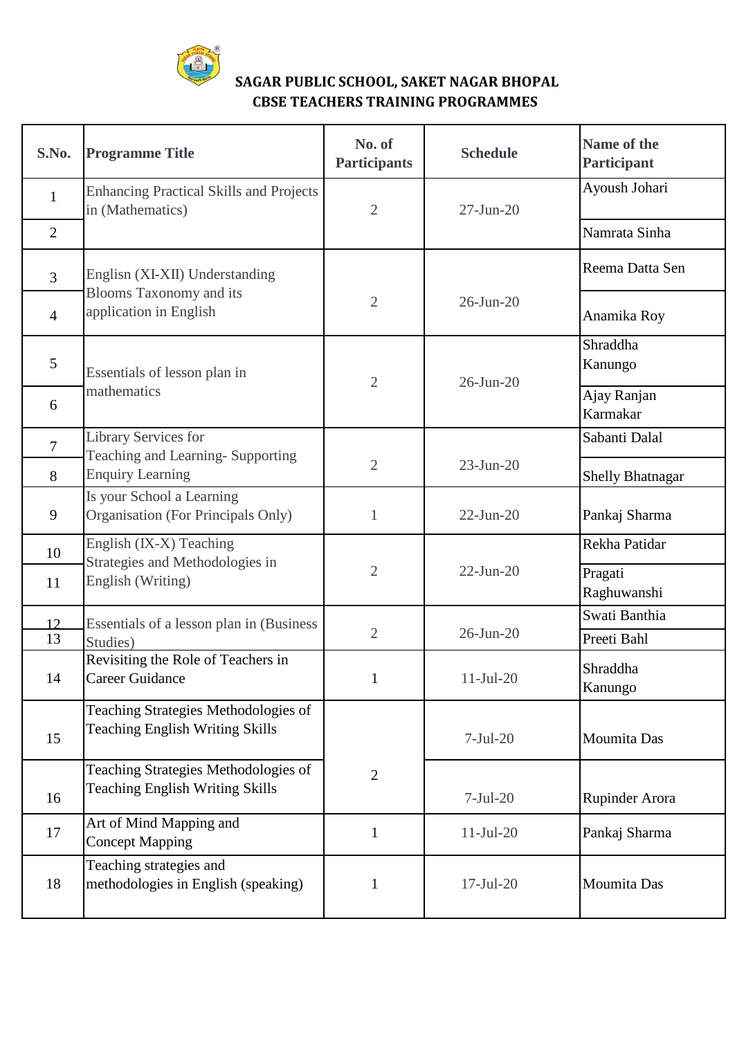# SAGAR PUBLIC SCHOOL, SAKET NAGAR BHOPAL
## CBSE TEACHERS TRAINING PROGRAMMES

| S.No. | Programme Title | No. of Participants | Schedule | Name of the Participant |
|---|---|---|---|---|
| 1 | Enhancing Practical Skills and Projects in (Mathematics) | 2 | 27-Jun-20 | Ayoush Johari |
| 2 | | | | Namrata Sinha |
| 3 | Englisn (XI-XII) Understanding Blooms Taxonomy and its application in English | 2 | 26-Jun-20 | Reema Datta Sen |
| 4 | | | | Anamika Roy |
| 5 | Essentials of lesson plan in mathematics | 2 | 26-Jun-20 | Shraddha Kanungo |
| 6 | | | | Ajay Ranjan Karmakar |
| 7 | Library Services for Teaching and Learning- Supporting Enquiry Learning | 2 | 23-Jun-20 | Sabanti Dalal |
| 8 | | | | Shelly Bhatnagar |
| 9 | Is your School a Learning Organisation (For Principals Only) | 1 | 22-Jun-20 | Pankaj Sharma |
| 10 | English (IX-X) Teaching Strategies and Methodologies in English (Writing) | 2 | 22-Jun-20 | Rekha Patidar |
| 11 | | | | Pragati Raghuwanshi |
| 12 | Essentials of a lesson plan in (Business Studies) | 2 | 26-Jun-20 | Swati Banthia |
| 13 | | | | Preeti Bahl |
| 14 | Revisiting the Role of Teachers in Career Guidance | 1 | 11-Jul-20 | Shraddha Kanungo |
| 15 | Teaching Strategies Methodologies of Teaching English Writing Skills | 2 | 7-Jul-20 | Moumita Das |
| 16 | Teaching Strategies Methodologies of Teaching English Writing Skills | | 7-Jul-20 | Rupinder Arora |
| 17 | Art of Mind Mapping and Concept Mapping | 1 | 11-Jul-20 | Pankaj Sharma |
| 18 | Teaching strategies and methodologies in English (speaking) | 1 | 17-Jul-20 | Moumita Das |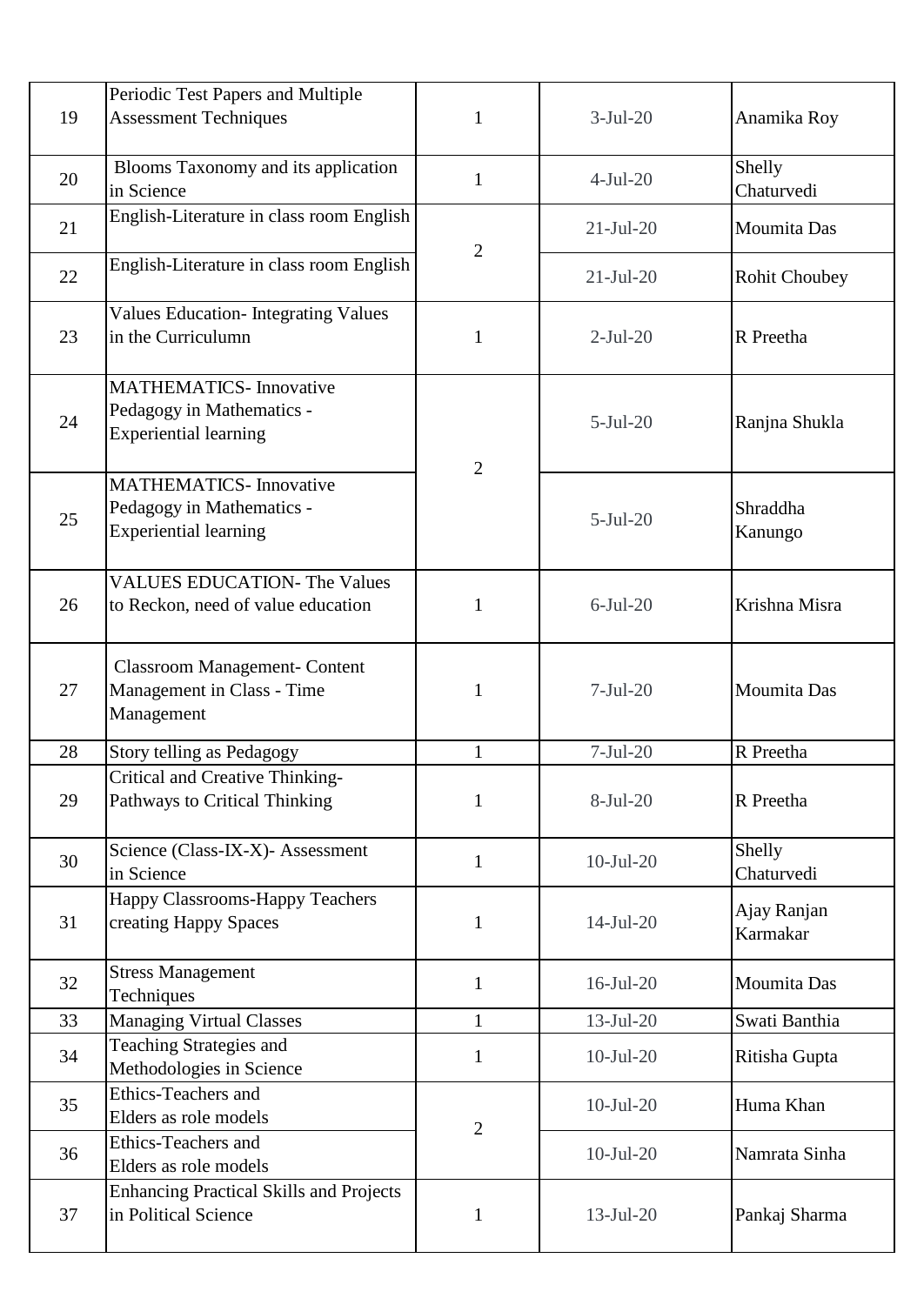| | | | | |
|---|---|---|---|---|
| 19 | Periodic Test Papers and Multiple Assessment Techniques | 1 | 3-Jul-20 | Anamika Roy |
| 20 | Blooms Taxonomy and its application in Science | 1 | 4-Jul-20 | Shelly Chaturvedi |
| 21 | English-Literature in class room English | 2 | 21-Jul-20 | Moumita Das |
| 22 | English-Literature in class room English | | 21-Jul-20 | Rohit Choubey |
| 23 | Values Education- Integrating Values in the Curriculumn | 1 | 2-Jul-20 | R Preetha |
| 24 | MATHEMATICS- Innovative Pedagogy in Mathematics - Experiential learning | 2 | 5-Jul-20 | Ranjna Shukla |
| 25 | MATHEMATICS- Innovative Pedagogy in Mathematics - Experiential learning | | 5-Jul-20 | Shraddha Kanungo |
| 26 | VALUES EDUCATION- The Values to Reckon, need of value education | 1 | 6-Jul-20 | Krishna Misra |
| 27 | Classroom Management- Content Management in Class - Time Management | 1 | 7-Jul-20 | Moumita Das |
| 28 | Story telling as Pedagogy | 1 | 7-Jul-20 | R Preetha |
| 29 | Critical and Creative Thinking- Pathways to Critical Thinking | 1 | 8-Jul-20 | R Preetha |
| 30 | Science (Class-IX-X)- Assessment in Science | 1 | 10-Jul-20 | Shelly Chaturvedi |
| 31 | Happy Classrooms-Happy Teachers creating Happy Spaces | 1 | 14-Jul-20 | Ajay Ranjan Karmakar |
| 32 | Stress Management Techniques | 1 | 16-Jul-20 | Moumita Das |
| 33 | Managing Virtual Classes | 1 | 13-Jul-20 | Swati Banthia |
| 34 | Teaching Strategies and Methodologies in Science | 1 | 10-Jul-20 | Ritisha Gupta |
| 35 | Ethics-Teachers and Elders as role models | 2 | 10-Jul-20 | Huma Khan |
| 36 | Ethics-Teachers and Elders as role models | | 10-Jul-20 | Namrata Sinha |
| 37 | Enhancing Practical Skills and Projects in Political Science | 1 | 13-Jul-20 | Pankaj Sharma |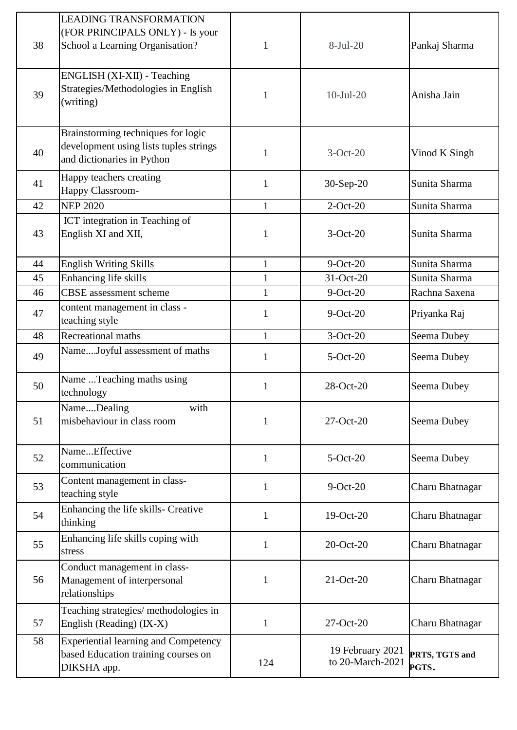| 38 | LEADING TRANSFORMATION (FOR PRINCIPALS ONLY) - Is your School a Learning Organisation? | 1 | 8-Jul-20 | Pankaj Sharma |
|---|---|---|---|---|
| 39 | ENGLISH (XI-XII) - Teaching Strategies/Methodologies in English (writing) | 1 | 10-Jul-20 | Anisha Jain |
| 40 | Brainstorming techniques for logic development using lists tuples strings and dictionaries in Python | 1 | 3-Oct-20 | Vinod K Singh |
| 41 | Happy teachers creating Happy Classroom- | 1 | 30-Sep-20 | Sunita Sharma |
| 42 | NEP 2020 | 1 | 2-Oct-20 | Sunita Sharma |
| 43 | ICT integration in Teaching of English XI and XII, | 1 | 3-Oct-20 | Sunita Sharma |
| 44 | English Writing Skills | 1 | 9-Oct-20 | Sunita Sharma |
| 45 | Enhancing life skills | 1 | 31-Oct-20 | Sunita Sharma |
| 46 | CBSE assessment scheme | 1 | 9-Oct-20 | Rachna Saxena |
| 47 | content management in class - teaching style | 1 | 9-Oct-20 | Priyanka Raj |
| 48 | Recreational maths | 1 | 3-Oct-20 | Seema Dubey |
| 49 | Name....Joyful assessment of maths | 1 | 5-Oct-20 | Seema Dubey |
| 50 | Name ...Teaching maths using technology | 1 | 28-Oct-20 | Seema Dubey |
| 51 | Name....Dealing with misbehaviour in class room | 1 | 27-Oct-20 | Seema Dubey |
| 52 | Name...Effective communication | 1 | 5-Oct-20 | Seema Dubey |
| 53 | Content management in class- teaching style | 1 | 9-Oct-20 | Charu Bhatnagar |
| 54 | Enhancing the life skills- Creative thinking | 1 | 19-Oct-20 | Charu Bhatnagar |
| 55 | Enhancing life skills coping with stress | 1 | 20-Oct-20 | Charu Bhatnagar |
| 56 | Conduct management in class- Management of interpersonal relationships | 1 | 21-Oct-20 | Charu Bhatnagar |
| 57 | Teaching strategies/ methodologies in English (Reading) (IX-X) | 1 | 27-Oct-20 | Charu Bhatnagar |
| 58 | Experiential learning and Competency based Education training courses on DIKSHA app. | 124 | 19 February 2021 to 20-March-2021 | **PRTS, TGTS and PGTS.** |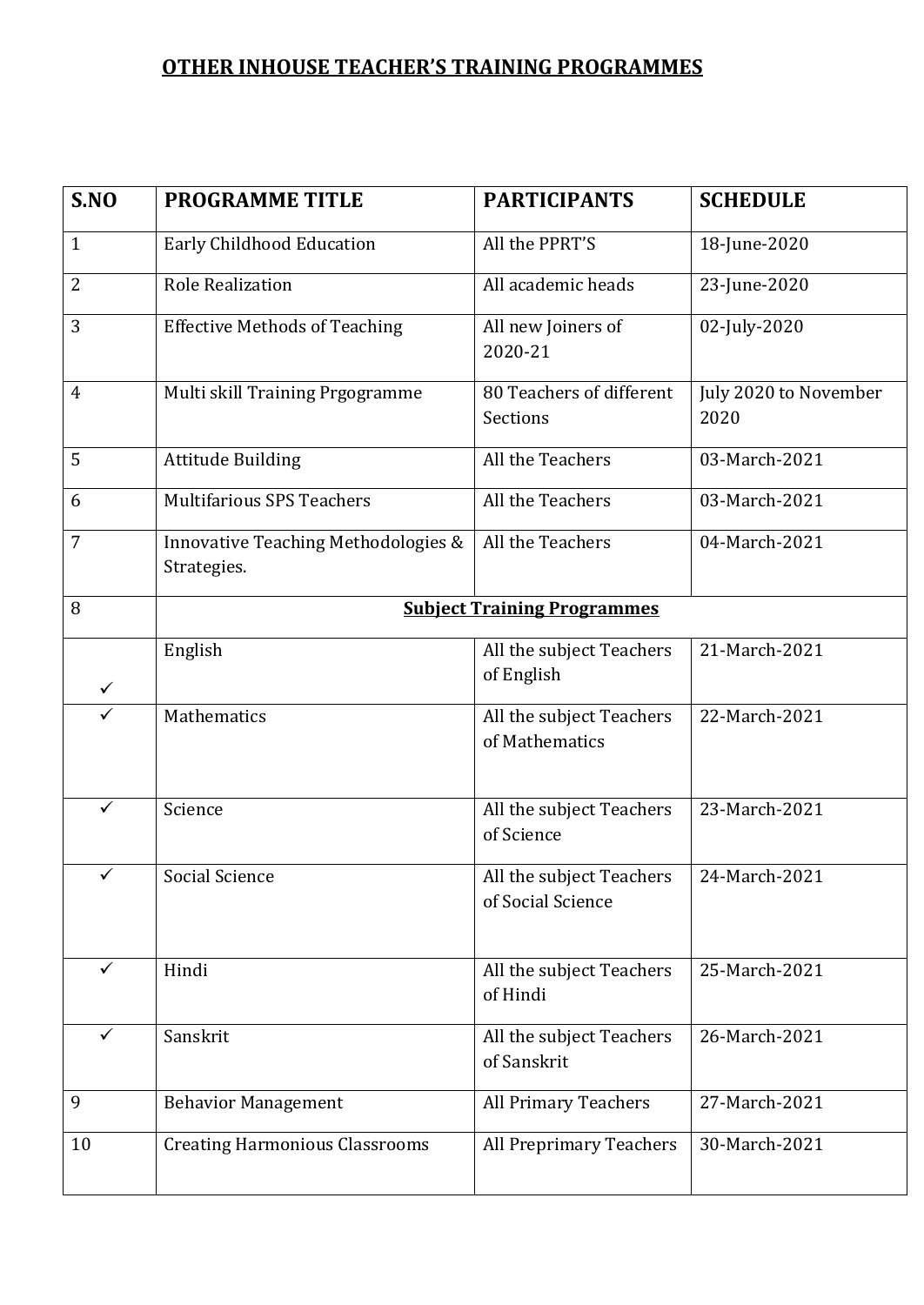## OTHER INHOUSE TEACHER'S TRAINING PROGRAMMES

| S.NO | PROGRAMME TITLE | PARTICIPANTS | SCHEDULE |
|---|---|---|---|
| 1 | Early Childhood Education | All the PPRT'S | 18-June-2020 |
| 2 | Role Realization | All academic heads | 23-June-2020 |
| 3 | Effective Methods of Teaching | All new Joiners of 2020-21 | 02-July-2020 |
| 4 | Multi skill Training Prgogramme | 80 Teachers of different Sections | July 2020 to November 2020 |
| 5 | Attitude Building | All the Teachers | 03-March-2021 |
| 6 | Multifarious SPS Teachers | All the Teachers | 03-March-2021 |
| 7 | Innovative Teaching Methodologies & Strategies. | All the Teachers | 04-March-2021 |
| 8 | **Subject Training Programmes** | | |
| ✓ | English | All the subject Teachers of English | 21-March-2021 |
| ✓ | Mathematics | All the subject Teachers of Mathematics | 22-March-2021 |
| ✓ | Science | All the subject Teachers of Science | 23-March-2021 |
| ✓ | Social Science | All the subject Teachers of Social Science | 24-March-2021 |
| ✓ | Hindi | All the subject Teachers of Hindi | 25-March-2021 |
| ✓ | Sanskrit | All the subject Teachers of Sanskrit | 26-March-2021 |
| 9 | Behavior Management | All Primary Teachers | 27-March-2021 |
| 10 | Creating Harmonious Classrooms | All Preprimary Teachers | 30-March-2021 |